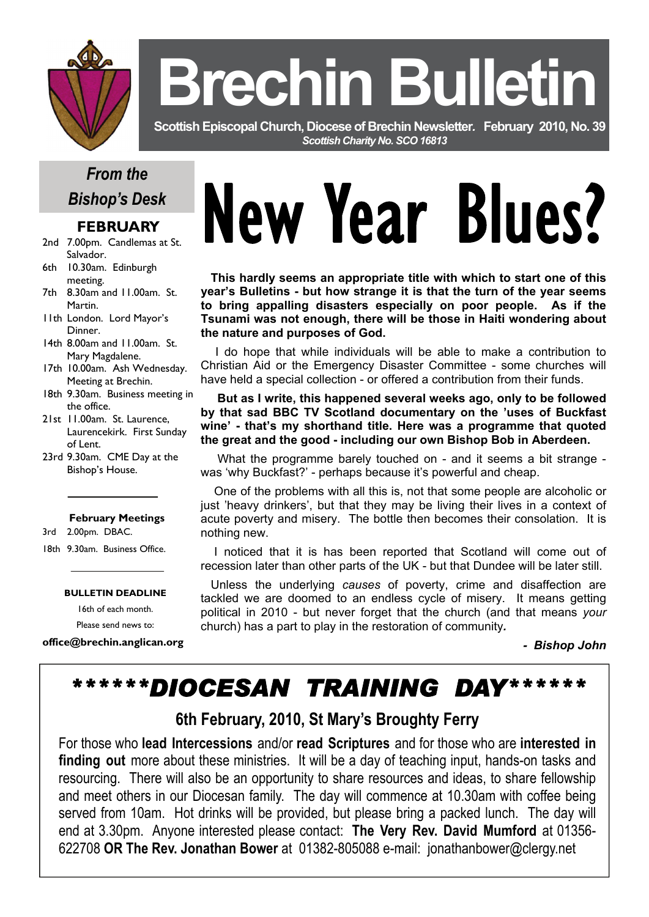# Brechin Bulletin

**Scottish Episcopal Church, Diocese of Brechin Newsletter. February 2010, No. 39**

*Scottish Charity No. SCO 16813*

## *From the Bishop's Desk*

### FEBRUARY

- 2nd 7.00pm. Candlemas at St. Salvador.
- 6th 10.30am. Edinburgh meeting.
- 7th 8.30am and 11.00am. St. Martin.
- 11th London. Lord Mayor's Dinner.
- 14th 8.00am and 11.00am. St. Mary Magdalene.
- 17th 10.00am. Ash Wednesday. Meeting at Brechin.
- 18th 9.30am. Business meeting in the office.
- 21st 11.00am. St. Laurence, Laurencekirk. First Sunday of Lent.
- 23rd 9.30am. CME Day at the Bishop's House.

**February Meetings**

- 3rd 2.00pm. DBAC.
- 18th 9.30am. Business Office.

**BULLETIN DEADLINE**

16th of each month.

Please send news to:

**office@brechin.anglican.org**

# New Year Blues?

**This hardly seems an appropriate title with which to start one of this year's Bulletins - but how strange it is that the turn of the year seems to bring appalling disasters especially on poor people. As if the Tsunami was not enough, there will be those in Haiti wondering about the nature and purposes of God.**

I do hope that while individuals will be able to make a contribution to Christian Aid or the Emergency Disaster Committee - some churches will have held a special collection - or offered a contribution from their funds.

**But as I write, this happened several weeks ago, only to be followed by that sad BBC TV Scotland documentary on the 'uses of Buckfast wine' - that's my shorthand title. Here was a programme that quoted the great and the good - including our own Bishop Bob in Aberdeen.**

What the programme barely touched on - and it seems a bit strange - was 'why Buckfast?' - perhaps because it's powerful and cheap.

One of the problems with all this is, not that some people are alcoholic or just 'heavy drinkers', but that they may be living their lives in a context of acute poverty and misery. The bottle then becomes their consolation. It is nothing new.

I noticed that it is has been reported that Scotland will come out of recession later than other parts of the UK - but that Dundee will be later still.

Unless the underlying *causes* of poverty, crime and disaffection are tackled we are doomed to an endless cycle of misery. It means getting political in 2010 - but never forget that the church (and that means *your* church) has a part to play in the restoration of community.

***- Bishop John***

## ******DIOCESAN TRAINING DAY******

### 6th February, 2010, St Mary's Broughty Ferry

For those who **lead Intercessions** and/or **read Scriptures** and for those who are **interested in finding out** more about these ministries. It will be a day of teaching input, hands-on tasks and resourcing. There will also be an opportunity to share resources and ideas, to share fellowship and meet others in our Diocesan family. The day will commence at 10.30am with coffee being served from 10am. Hot drinks will be provided, but please bring a packed lunch. The day will end at 3.30pm. Anyone interested please contact: **The Very Rev. David Mumford** at 01356-622708 **OR The Rev. Jonathan Bower** at 01382-805088 e-mail: jonathanbower@clergy.net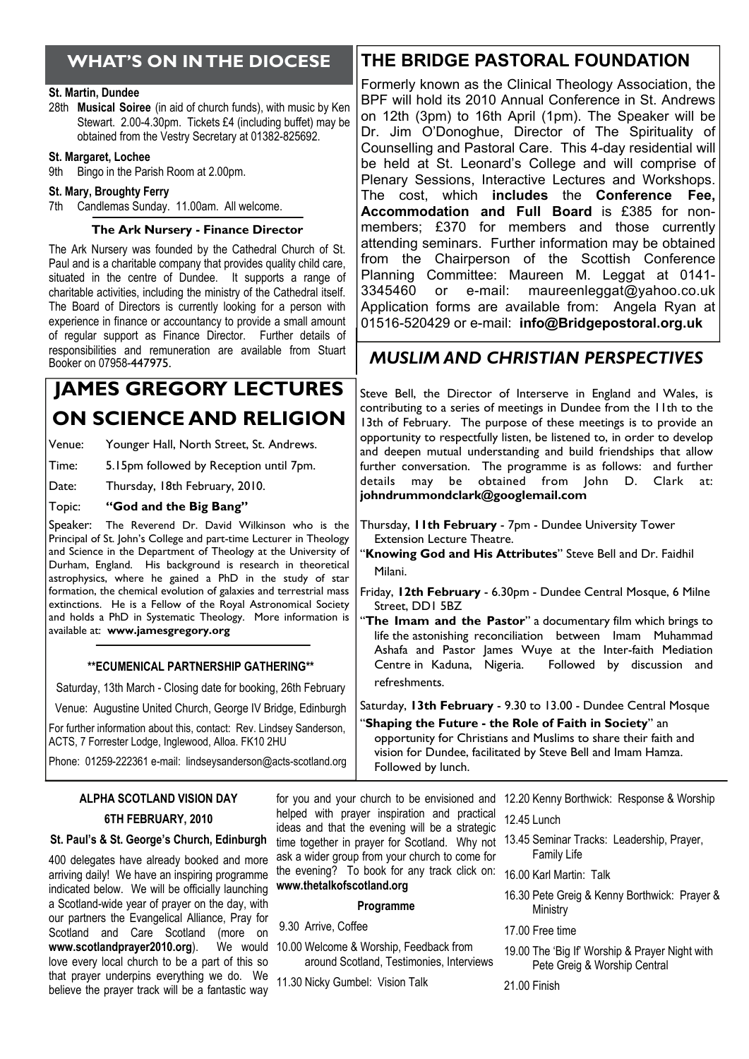## WHAT'S ON IN THE DIOCESE

**St. Martin, Dundee**

28th **Musical Soiree** (in aid of church funds), with music by Ken Stewart. 2.00-4.30pm. Tickets £4 (including buffet) may be obtained from the Vestry Secretary at 01382-825692.

**St. Margaret, Lochee**

9th Bingo in the Parish Room at 2.00pm.

**St. Mary, Broughty Ferry**

7th Candlemas Sunday. 11.00am. All welcome.

### The Ark Nursery - Finance Director

The Ark Nursery was founded by the Cathedral Church of St. Paul and is a charitable company that provides quality child care, situated in the centre of Dundee. It supports a range of charitable activities, including the ministry of the Cathedral itself. The Board of Directors is currently looking for a person with experience in finance or accountancy to provide a small amount of regular support as Finance Director. Further details of responsibilities and remuneration are available from Stuart Booker on 07958-447975.

## JAMES GREGORY LECTURES ON SCIENCE AND RELIGION

Venue: Younger Hall, North Street, St. Andrews.

Time: 5.15pm followed by Reception until 7pm.

Date: Thursday, 18th February, 2010.

Topic: **"God and the Big Bang"**

Speaker: The Reverend Dr. David Wilkinson who is the Principal of St. John's College and part-time Lecturer in Theology and Science in the Department of Theology at the University of Durham, England. His background is research in theoretical astrophysics, where he gained a PhD in the study of star formation, the chemical evolution of galaxies and terrestrial mass extinctions. He is a Fellow of the Royal Astronomical Society and holds a PhD in Systematic Theology. More information is available at: **www.jamesgregory.org**

### **ECUMENICAL PARTNERSHIP GATHERING**

Saturday, 13th March - Closing date for booking, 26th February

Venue: Augustine United Church, George IV Bridge, Edinburgh

For further information about this, contact: Rev. Lindsey Sanderson, ACTS, 7 Forrester Lodge, Inglewood, Alloa. FK10 2HU

Phone: 01259-222361 e-mail: lindseysanderson@acts-scotland.org

## THE BRIDGE PASTORAL FOUNDATION

Formerly known as the Clinical Theology Association, the BPF will hold its 2010 Annual Conference in St. Andrews on 12th (3pm) to 16th April (1pm). The Speaker will be Dr. Jim O'Donoghue, Director of The Spirituality of Counselling and Pastoral Care. This 4-day residential will be held at St. Leonard's College and will comprise of Plenary Sessions, Interactive Lectures and Workshops. The cost, which **includes** the **Conference Fee, Accommodation and Full Board** is £385 for non-members; £370 for members and those currently attending seminars. Further information may be obtained from the Chairperson of the Scottish Conference Planning Committee: Maureen M. Leggat at 0141-3345460 or e-mail: maureenleggat@yahoo.co.uk Application forms are available from: Angela Ryan at 01516-520429 or e-mail: **info@Bridgepostoral.org.uk**

## *MUSLIM AND CHRISTIAN PERSPECTIVES*

Steve Bell, the Director of Interserve in England and Wales, is contributing to a series of meetings in Dundee from the 11th to the 13th of February. The purpose of these meetings is to provide an opportunity to respectfully listen, be listened to, in order to develop and deepen mutual understanding and build friendships that allow further conversation. The programme is as follows: and further details may be obtained from John D. Clark at: **johndrummondclark@googlemail.com**

Thursday, **11th February** - 7pm - Dundee University Tower Extension Lecture Theatre.
"**Knowing God and His Attributes**" Steve Bell and Dr. Faidhil Milani.

Friday, **12th February** - 6.30pm - Dundee Central Mosque, 6 Milne Street, DD1 5BZ
"**The Imam and the Pastor**" a documentary film which brings to life the astonishing reconciliation between Imam Muhammad Ashafa and Pastor James Wuye at the Inter-faith Mediation Centre in Kaduna, Nigeria. Followed by discussion and refreshments.

Saturday, **13th February** - 9.30 to 13.00 - Dundee Central Mosque
"**Shaping the Future - the Role of Faith in Society**" an opportunity for Christians and Muslims to share their faith and vision for Dundee, facilitated by Steve Bell and Imam Hamza. Followed by lunch.

## ALPHA SCOTLAND VISION DAY

### 6TH FEBRUARY, 2010

### St. Paul's & St. George's Church, Edinburgh

400 delegates have already booked and more arriving daily! We have an inspiring programme indicated below. We will be officially launching a Scotland-wide year of prayer on the day, with our partners the Evangelical Alliance, Pray for Scotland and Care Scotland (more on **www.scotlandprayer2010.org**). We would love every local church to be a part of this so that prayer underpins everything we do. We believe the prayer track will be a fantastic way for you and your church to be envisioned and helped with prayer inspiration and practical ideas and that the evening will be a strategic time together in prayer for Scotland. Why not ask a wider group from your church to come for the evening? To book for any track click on: **www.thetalkofscotland.org**

#### Programme

9.30 Arrive, Coffee

10.00 Welcome & Worship, Feedback from around Scotland, Testimonies, Interviews

11.30 Nicky Gumbel: Vision Talk

12.20 Kenny Borthwick: Response & Worship

12.45 Lunch

13.45 Seminar Tracks: Leadership, Prayer, Family Life

16.00 Karl Martin: Talk

16.30 Pete Greig & Kenny Borthwick: Prayer & Ministry

17.00 Free time

19.00 The 'Big If' Worship & Prayer Night with Pete Greig & Worship Central

21.00 Finish